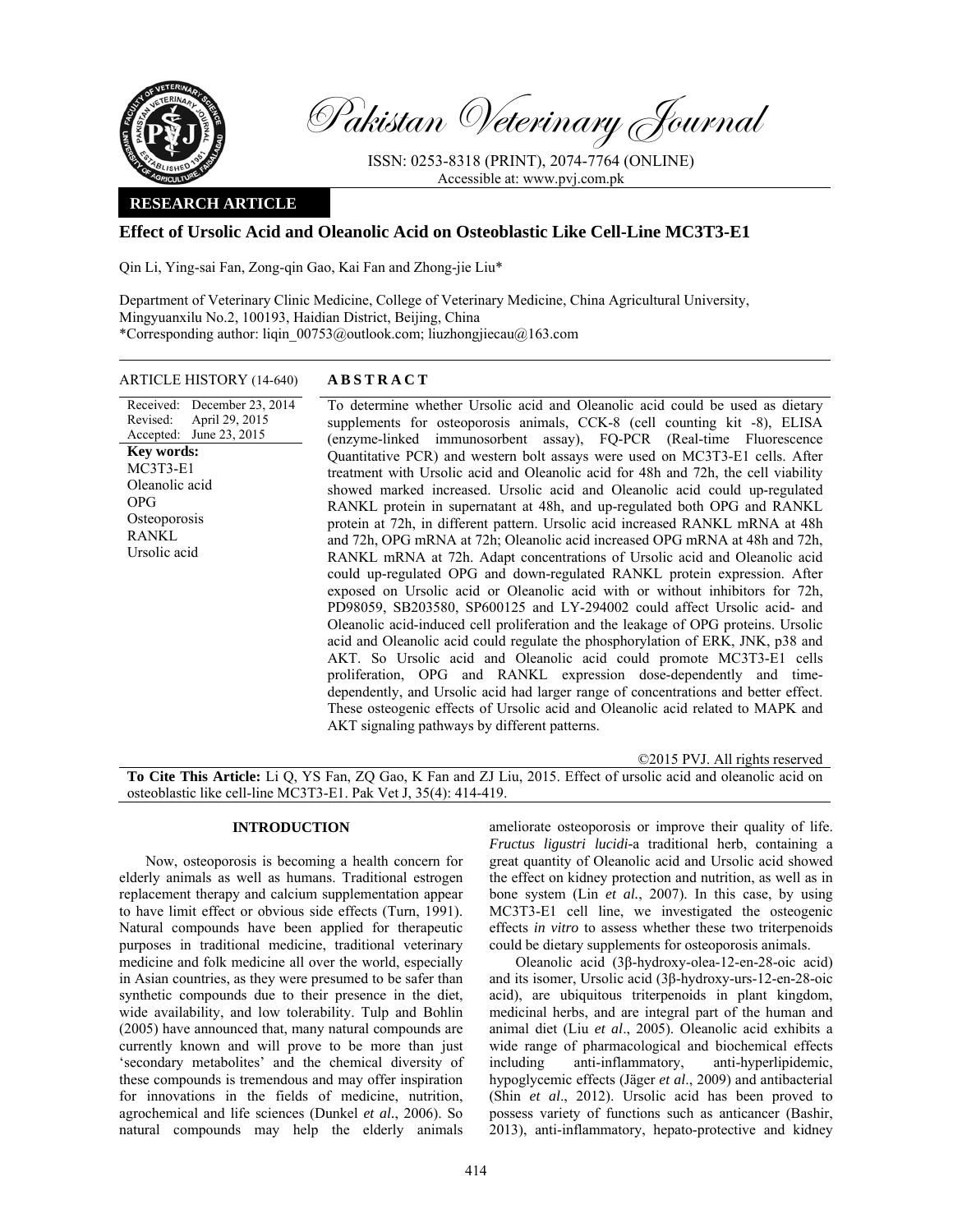# Pakistan Veterinary Journal

ISSN: 0253-8318 (PRINT), 2074-7764 (ONLINE)
Accessible at: www.pvj.com.pk

**RESEARCH ARTICLE**

## Effect of Ursolic Acid and Oleanolic Acid on Osteoblastic Like Cell-Line MC3T3-E1

Qin Li, Ying-sai Fan, Zong-qin Gao, Kai Fan and Zhong-jie Liu*

Department of Veterinary Clinic Medicine, College of Veterinary Medicine, China Agricultural University, Mingyuanxilu No.2, 100193, Haidian District, Beijing, China
*Corresponding author: liqin_00753@outlook.com; liuzhongjiecau@163.com

ARTICLE HISTORY (14-640)

Received: December 23, 2014
Revised: April 29, 2015
Accepted: June 23, 2015

**Key words:**
MC3T3-E1
Oleanolic acid
OPG
Osteoporosis
RANKL
Ursolic acid

### ABSTRACT

To determine whether Ursolic acid and Oleanolic acid could be used as dietary supplements for osteoporosis animals, CCK-8 (cell counting kit -8), ELISA (enzyme-linked immunosorbent assay), FQ-PCR (Real-time Fluorescence Quantitative PCR) and western bolt assays were used on MC3T3-E1 cells. After treatment with Ursolic acid and Oleanolic acid for 48h and 72h, the cell viability showed marked increased. Ursolic acid and Oleanolic acid could up-regulated RANKL protein in supernatant at 48h, and up-regulated both OPG and RANKL protein at 72h, in different pattern. Ursolic acid increased RANKL mRNA at 48h and 72h, OPG mRNA at 72h; Oleanolic acid increased OPG mRNA at 48h and 72h, RANKL mRNA at 72h. Adapt concentrations of Ursolic acid and Oleanolic acid could up-regulated OPG and down-regulated RANKL protein expression. After exposed on Ursolic acid or Oleanolic acid with or without inhibitors for 72h, PD98059, SB203580, SP600125 and LY-294002 could affect Ursolic acid- and Oleanolic acid-induced cell proliferation and the leakage of OPG proteins. Ursolic acid and Oleanolic acid could regulate the phosphorylation of ERK, JNK, p38 and AKT. So Ursolic acid and Oleanolic acid could promote MC3T3-E1 cells proliferation, OPG and RANKL expression dose-dependently and time-dependently, and Ursolic acid had larger range of concentrations and better effect. These osteogenic effects of Ursolic acid and Oleanolic acid related to MAPK and AKT signaling pathways by different patterns.

©2015 PVJ. All rights reserved

**To Cite This Article:** Li Q, YS Fan, ZQ Gao, K Fan and ZJ Liu, 2015. Effect of ursolic acid and oleanolic acid on osteoblastic like cell-line MC3T3-E1. Pak Vet J, 35(4): 414-419.

## INTRODUCTION

Now, osteoporosis is becoming a health concern for elderly animals as well as humans. Traditional estrogen replacement therapy and calcium supplementation appear to have limit effect or obvious side effects (Turn, 1991). Natural compounds have been applied for therapeutic purposes in traditional medicine, traditional veterinary medicine and folk medicine all over the world, especially in Asian countries, as they were presumed to be safer than synthetic compounds due to their presence in the diet, wide availability, and low tolerability. Tulp and Bohlin (2005) have announced that, many natural compounds are currently known and will prove to be more than just 'secondary metabolites' and the chemical diversity of these compounds is tremendous and may offer inspiration for innovations in the fields of medicine, nutrition, agrochemical and life sciences (Dunkel *et al*., 2006). So natural compounds may help the elderly animals ameliorate osteoporosis or improve their quality of life. *Fructus ligustri lucidi*-a traditional herb, containing a great quantity of Oleanolic acid and Ursolic acid showed the effect on kidney protection and nutrition, as well as in bone system (Lin *et al.*, 2007). In this case, by using MC3T3-E1 cell line, we investigated the osteogenic effects *in vitro* to assess whether these two triterpenoids could be dietary supplements for osteoporosis animals.

Oleanolic acid (3β-hydroxy-olea-12-en-28-oic acid) and its isomer, Ursolic acid (3β-hydroxy-urs-12-en-28-oic acid), are ubiquitous triterpenoids in plant kingdom, medicinal herbs, and are integral part of the human and animal diet (Liu *et al*., 2005). Oleanolic acid exhibits a wide range of pharmacological and biochemical effects including anti-inflammatory, anti-hyperlipidemic, hypoglycemic effects (Jäger *et al*., 2009) and antibacterial (Shin *et al*., 2012). Ursolic acid has been proved to possess variety of functions such as anticancer (Bashir, 2013), anti-inflammatory, hepato-protective and kidney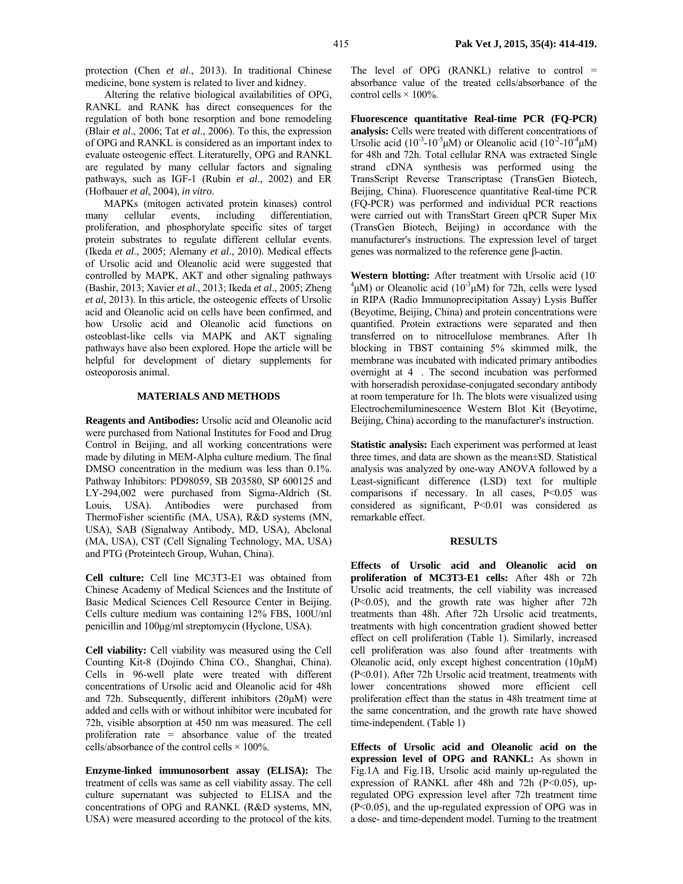protection (Chen *et al*., 2013). In traditional Chinese medicine, bone system is related to liver and kidney.

Altering the relative biological availabilities of OPG, RANKL and RANK has direct consequences for the regulation of both bone resorption and bone remodeling (Blair *et al*., 2006; Tat *et al*., 2006). To this, the expression of OPG and RANKL is considered as an important index to evaluate osteogenic effect. Literaturelly, OPG and RANKL are regulated by many cellular factors and signaling pathways, such as IGF-1 (Rubin *et al*., 2002) and ER (Hofbauer *et al*, 2004), *in vitro*.

MAPKs (mitogen activated protein kinases) control many cellular events, including differentiation, proliferation, and phosphorylate specific sites of target protein substrates to regulate different cellular events. (Ikeda *et al*., 2005; Alemany *et al*., 2010). Medical effects of Ursolic acid and Oleanolic acid were suggested that controlled by MAPK, AKT and other signaling pathways (Bashir, 2013; Xavier *et al*., 2013; Ikeda *et al*., 2005; Zheng *et al*, 2013). In this article, the osteogenic effects of Ursolic acid and Oleanolic acid on cells have been confirmed, and how Ursolic acid and Oleanolic acid functions on osteoblast-like cells via MAPK and AKT signaling pathways have also been explored. Hope the article will be helpful for development of dietary supplements for osteoporosis animal.

## MATERIALS AND METHODS

**Reagents and Antibodies:** Ursolic acid and Oleanolic acid were purchased from National Institutes for Food and Drug Control in Beijing, and all working concentrations were made by diluting in MEM-Alpha culture medium. The final DMSO concentration in the medium was less than 0.1%. Pathway Inhibitors: PD98059, SB 203580, SP 600125 and LY-294,002 were purchased from Sigma-Aldrich (St. Louis, USA). Antibodies were purchased from ThermoFisher scientific (MA, USA), R&D systems (MN, USA), SAB (Signalway Antibody, MD, USA), Abclonal (MA, USA), CST (Cell Signaling Technology, MA, USA) and PTG (Proteintech Group, Wuhan, China).

**Cell culture:** Cell line MC3T3-E1 was obtained from Chinese Academy of Medical Sciences and the Institute of Basic Medical Sciences Cell Resource Center in Beijing. Cells culture medium was containing 12% FBS, 100U/ml penicillin and 100μg/ml streptomycin (Hyclone, USA).

**Cell viability:** Cell viability was measured using the Cell Counting Kit-8 (Dojindo China CO., Shanghai, China). Cells in 96-well plate were treated with different concentrations of Ursolic acid and Oleanolic acid for 48h and 72h. Subsequently, different inhibitors (20μM) were added and cells with or without inhibitor were incubated for 72h, visible absorption at 450 nm was measured. The cell proliferation rate = absorbance value of the treated cells/absorbance of the control cells × 100%.

**Enzyme-linked immunosorbent assay (ELISA):** The treatment of cells was same as cell viability assay. The cell culture supernatant was subjected to ELISA and the concentrations of OPG and RANKL (R&D systems, MN, USA) were measured according to the protocol of the kits. The level of OPG (RANKL) relative to control = absorbance value of the treated cells/absorbance of the control cells × 100%.

**Fluorescence quantitative Real-time PCR (FQ-PCR) analysis:** Cells were treated with different concentrations of Ursolic acid ($10^{-3}$-$10^{-5}$μM) or Oleanolic acid ($10^{-2}$-$10^{-4}$μM) for 48h and 72h. Total cellular RNA was extracted Single strand cDNA synthesis was performed using the TransScript Reverse Transcriptase (TransGen Biotech, Beijing, China). Fluorescence quantitative Real-time PCR (FQ-PCR) was performed and individual PCR reactions were carried out with TransStart Green qPCR Super Mix (TransGen Biotech, Beijing) in accordance with the manufacturer's instructions. The expression level of target genes was normalized to the reference gene β-actin.

**Western blotting:** After treatment with Ursolic acid ($10^{-4}$μM) or Oleanolic acid ($10^{-3}$μM) for 72h, cells were lysed in RIPA (Radio Immunoprecipitation Assay) Lysis Buffer (Beyotime, Beijing, China) and protein concentrations were quantified. Protein extractions were separated and then transferred on to nitrocellulose membranes. After 1h blocking in TBST containing 5% skimmed milk, the membrane was incubated with indicated primary antibodies overnight at 4 . The second incubation was performed with horseradish peroxidase-conjugated secondary antibody at room temperature for 1h. The blots were visualized using Electrochemiluminescence Western Blot Kit (Beyotime, Beijing, China) according to the manufacturer's instruction.

**Statistic analysis:** Each experiment was performed at least three times, and data are shown as the mean±SD. Statistical analysis was analyzed by one-way ANOVA followed by a Least-significant difference (LSD) text for multiple comparisons if necessary. In all cases, $P<0.05$ was considered as significant, $P<0.01$ was considered as remarkable effect.

## RESULTS

**Effects of Ursolic acid and Oleanolic acid on proliferation of MC3T3-E1 cells:** After 48h or 72h Ursolic acid treatments, the cell viability was increased ($P<0.05$), and the growth rate was higher after 72h treatments than 48h. After 72h Ursolic acid treatments, treatments with high concentration gradient showed better effect on cell proliferation (Table 1). Similarly, increased cell proliferation was also found after treatments with Oleanolic acid, only except highest concentration (10μM) ($P<0.01$). After 72h Ursolic acid treatment, treatments with lower concentrations showed more efficient cell proliferation effect than the status in 48h treatment time at the same concentration, and the growth rate have showed time-independent. (Table 1)

**Effects of Ursolic acid and Oleanolic acid on the expression level of OPG and RANKL:** As shown in Fig.1A and Fig.1B, Ursolic acid mainly up-regulated the expression of RANKL after 48h and 72h ($P<0.05$), up-regulated OPG expression level after 72h treatment time ($P<0.05$), and the up-regulated expression of OPG was in a dose- and time-dependent model. Turning to the treatment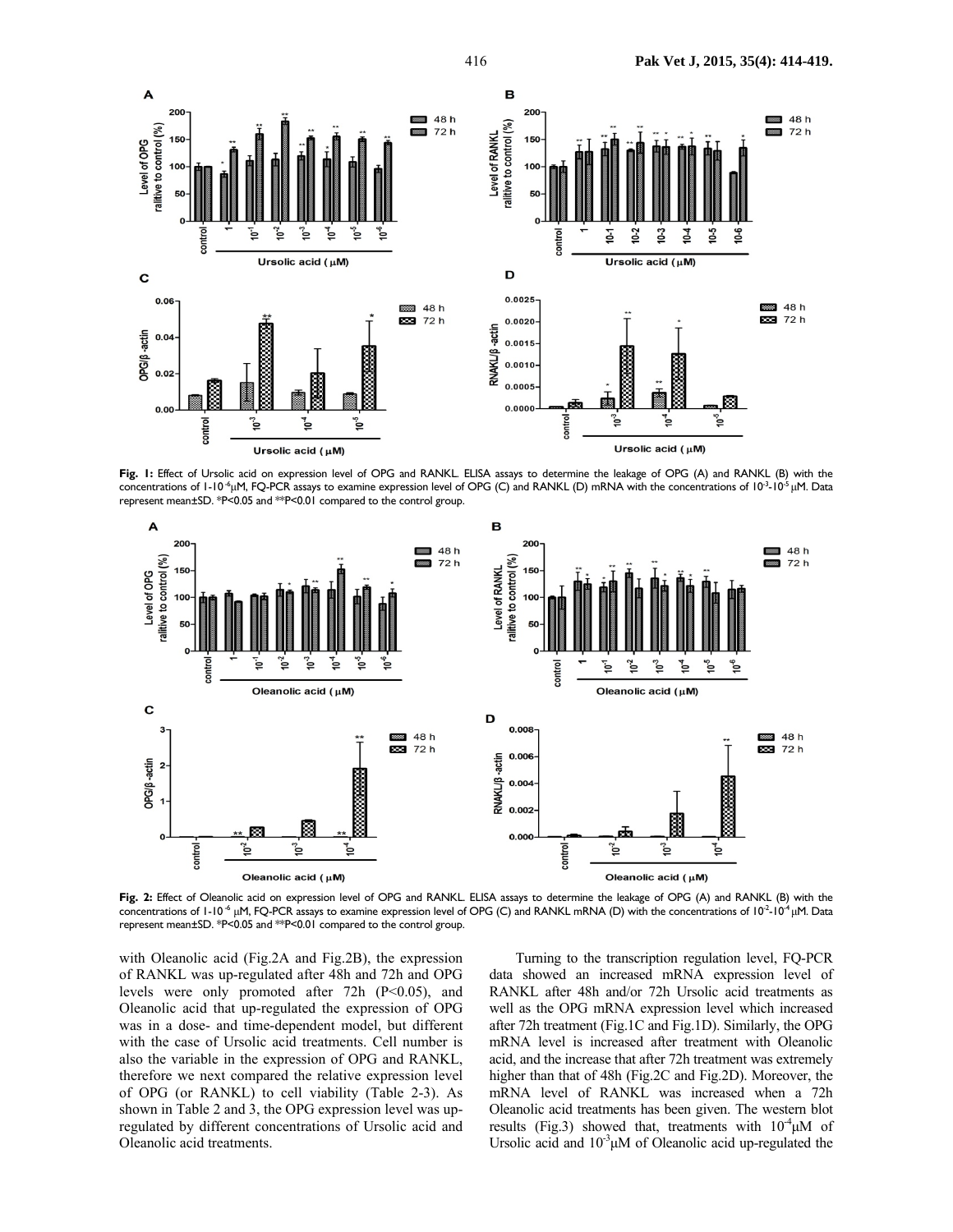**Fig. 1:** Effect of Ursolic acid on expression level of OPG and RANKL. ELISA assays to determine the leakage of OPG (A) and RANKL (B) with the concentrations of 1-$10^{-6}$μM, FQ-PCR assays to examine expression level of OPG (C) and RANKL (D) mRNA with the concentrations of $10^{-3}$-$10^{-5}$ μM. Data represent mean±SD. *P<0.05 and **P<0.01 compared to the control group.

**Fig. 2:** Effect of Oleanolic acid on expression level of OPG and RANKL. ELISA assays to determine the leakage of OPG (A) and RANKL (B) with the concentrations of 1-$10^{-6}$ μM, FQ-PCR assays to examine expression level of OPG (C) and RANKL mRNA (D) with the concentrations of $10^{-2}$-$10^{-4}$ μM. Data represent mean±SD. *P<0.05 and **P<0.01 compared to the control group.

with Oleanolic acid (Fig.2A and Fig.2B), the expression of RANKL was up-regulated after 48h and 72h and OPG levels were only promoted after 72h (P<0.05), and Oleanolic acid that up-regulated the expression of OPG was in a dose- and time-dependent model, but different with the case of Ursolic acid treatments. Cell number is also the variable in the expression of OPG and RANKL, therefore we next compared the relative expression level of OPG (or RANKL) to cell viability (Table 2-3). As shown in Table 2 and 3, the OPG expression level was up-regulated by different concentrations of Ursolic acid and Oleanolic acid treatments.

Turning to the transcription regulation level, FQ-PCR data showed an increased mRNA expression level of RANKL after 48h and/or 72h Ursolic acid treatments as well as the OPG mRNA expression level which increased after 72h treatment (Fig.1C and Fig.1D). Similarly, the OPG mRNA level is increased after treatment with Oleanolic acid, and the increase that after 72h treatment was extremely higher than that of 48h (Fig.2C and Fig.2D). Moreover, the mRNA level of RANKL was increased when a 72h Oleanolic acid treatments has been given. The western blot results (Fig.3) showed that, treatments with $10^{-4}$μM of Ursolic acid and $10^{-3}$μM of Oleanolic acid up-regulated the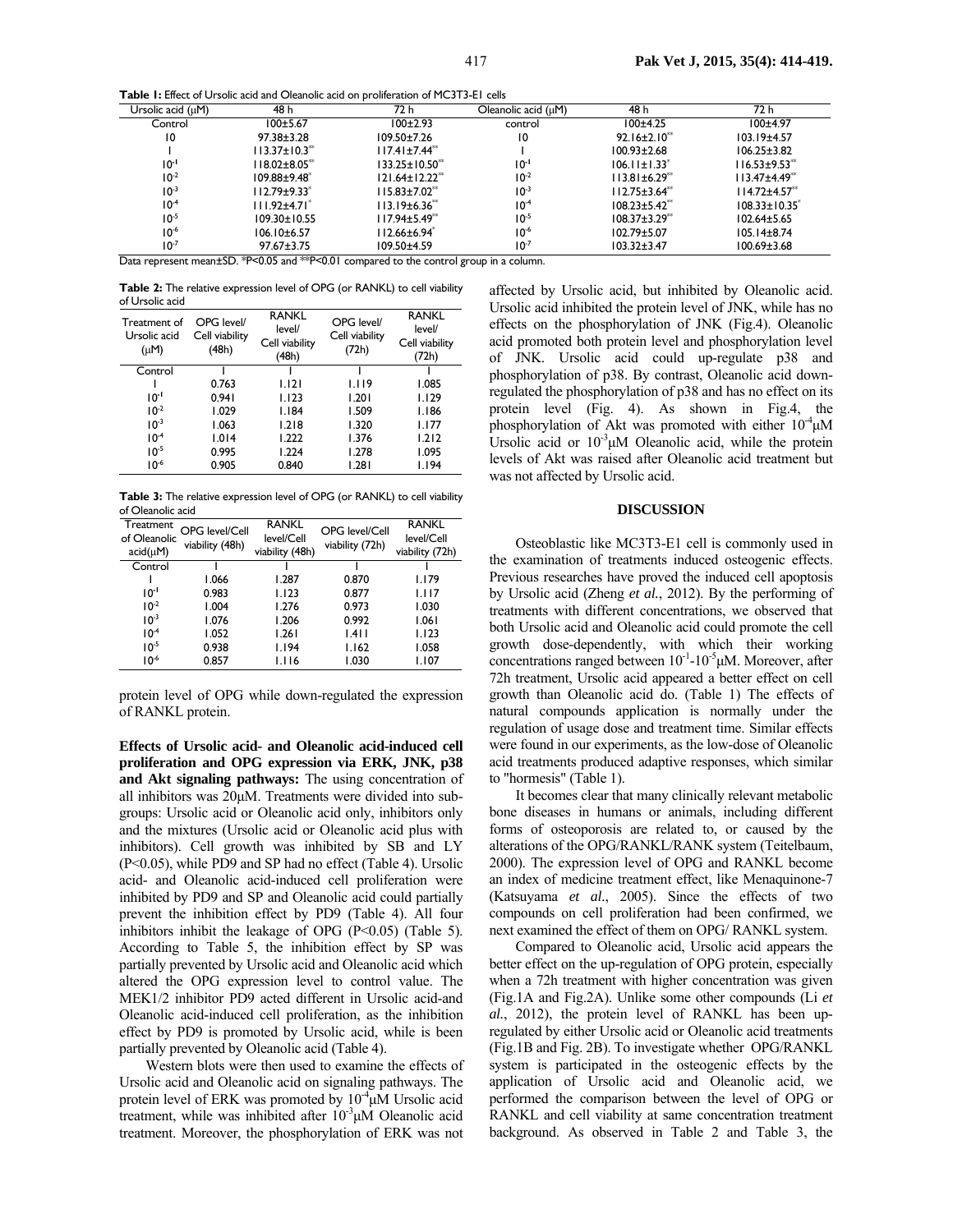**Table 1:** Effect of Ursolic acid and Oleanolic acid on proliferation of MC3T3-E1 cells

| Ursolic acid (μM) | 48 h | 72 h | Oleanolic acid (μM) | 48 h | 72 h |
|---|---|---|---|---|---|
| Control | 100±5.67 | 100±2.93 | control | 100±4.25 | 100±4.97 |
| 10 | 97.38±3.28 | 109.50±7.26 | 10 | 92.16±2.10** | 103.19±4.57 |
| 1 | 113.37±10.3** | 117.41±7.44** | 1 | 100.93±2.68 | 106.25±3.82 |
| $10^{-1}$ | 118.02±8.05** | 133.25±10.50** | $10^{-1}$ | 106.11±1.33* | 116.53±9.53** |
| $10^{-2}$ | 109.88±9.48* | 121.64±12.22** | $10^{-2}$ | 113.81±6.29** | 113.47±4.49** |
| $10^{-3}$ | 112.79±9.33* | 115.83±7.02** | $10^{-3}$ | 112.75±3.64** | 114.72±4.57** |
| $10^{-4}$ | 111.92±4.71* | 113.19±6.36** | $10^{-4}$ | 108.23±5.42** | 108.33±10.35* |
| $10^{-5}$ | 109.30±10.55 | 117.94±5.49** | $10^{-5}$ | 108.37±3.29** | 102.64±5.65 |
| $10^{-6}$ | 106.10±6.57 | 112.66±6.94* | $10^{-6}$ | 102.79±5.07 | 105.14±8.74 |
| $10^{-7}$ | 97.67±3.75 | 109.50±4.59 | $10^{-7}$ | 103.32±3.47 | 100.69±3.68 |

Data represent mean±SD. *P<0.05 and **P<0.01 compared to the control group in a column.

**Table 2:** The relative expression level of OPG (or RANKL) to cell viability of Ursolic acid

| Treatment of Ursolic acid (μM) | OPG level/ Cell viability (48h) | RANKL level/ Cell viability (48h) | OPG level/ Cell viability (72h) | RANKL level/ Cell viability (72h) |
|---|---|---|---|---|
| Control | 1 | 1 | 1 | 1 |
| 1 | 0.763 | 1.121 | 1.119 | 1.085 |
| $10^{-1}$ | 0.941 | 1.123 | 1.201 | 1.129 |
| $10^{-2}$ | 1.029 | 1.184 | 1.509 | 1.186 |
| $10^{-3}$ | 1.063 | 1.218 | 1.320 | 1.177 |
| $10^{-4}$ | 1.014 | 1.222 | 1.376 | 1.212 |
| $10^{-5}$ | 0.995 | 1.224 | 1.278 | 1.095 |
| $10^{-6}$ | 0.905 | 0.840 | 1.281 | 1.194 |

**Table 3:** The relative expression level of OPG (or RANKL) to cell viability of Oleanolic acid

| Treatment of Oleanolic acid(μM) | OPG level/Cell viability (48h) | RANKL level/Cell viability (48h) | OPG level/Cell viability (72h) | RANKL level/Cell viability (72h) |
|---|---|---|---|---|
| Control | 1 | 1 | 1 | 1 |
| 1 | 1.066 | 1.287 | 0.870 | 1.179 |
| $10^{-1}$ | 0.983 | 1.123 | 0.877 | 1.117 |
| $10^{-2}$ | 1.004 | 1.276 | 0.973 | 1.030 |
| $10^{-3}$ | 1.076 | 1.206 | 0.992 | 1.061 |
| $10^{-4}$ | 1.052 | 1.261 | 1.411 | 1.123 |
| $10^{-5}$ | 0.938 | 1.194 | 1.162 | 1.058 |
| $10^{-6}$ | 0.857 | 1.116 | 1.030 | 1.107 |

protein level of OPG while down-regulated the expression of RANKL protein.

**Effects of Ursolic acid- and Oleanolic acid-induced cell proliferation and OPG expression via ERK, JNK, p38 and Akt signaling pathways:** The using concentration of all inhibitors was 20μM. Treatments were divided into sub-groups: Ursolic acid or Oleanolic acid only, inhibitors only and the mixtures (Ursolic acid or Oleanolic acid plus with inhibitors). Cell growth was inhibited by SB and LY (P<0.05), while PD9 and SP had no effect (Table 4). Ursolic acid- and Oleanolic acid-induced cell proliferation were inhibited by PD9 and SP and Oleanolic acid could partially prevent the inhibition effect by PD9 (Table 4). All four inhibitors inhibit the leakage of OPG (P<0.05) (Table 5). According to Table 5, the inhibition effect by SP was partially prevented by Ursolic acid and Oleanolic acid which altered the OPG expression level to control value. The MEK1/2 inhibitor PD9 acted different in Ursolic acid-and Oleanolic acid-induced cell proliferation, as the inhibition effect by PD9 is promoted by Ursolic acid, while is been partially prevented by Oleanolic acid (Table 4).

Western blots were then used to examine the effects of Ursolic acid and Oleanolic acid on signaling pathways. The protein level of ERK was promoted by $10^{-4}$μM Ursolic acid treatment, while was inhibited after $10^{-3}$μM Oleanolic acid treatment. Moreover, the phosphorylation of ERK was not affected by Ursolic acid, but inhibited by Oleanolic acid. Ursolic acid inhibited the protein level of JNK, while has no effects on the phosphorylation of JNK (Fig.4). Oleanolic acid promoted both protein level and phosphorylation level of JNK. Ursolic acid could up-regulate p38 and phosphorylation of p38. By contrast, Oleanolic acid down-regulated the phosphorylation of p38 and has no effect on its protein level (Fig. 4). As shown in Fig.4, the phosphorylation of Akt was promoted with either $10^{-4}$μM Ursolic acid or $10^{-3}$μM Oleanolic acid, while the protein levels of Akt was raised after Oleanolic acid treatment but was not affected by Ursolic acid.

## DISCUSSION

Osteoblastic like MC3T3-E1 cell is commonly used in the examination of treatments induced osteogenic effects. Previous researches have proved the induced cell apoptosis by Ursolic acid (Zheng *et al.*, 2012). By the performing of treatments with different concentrations, we observed that both Ursolic acid and Oleanolic acid could promote the cell growth dose-dependently, with which their working concentrations ranged between $10^{-1}$-$10^{-5}$μM. Moreover, after 72h treatment, Ursolic acid appeared a better effect on cell growth than Oleanolic acid do. (Table 1) The effects of natural compounds application is normally under the regulation of usage dose and treatment time. Similar effects were found in our experiments, as the low-dose of Oleanolic acid treatments produced adaptive responses, which similar to "hormesis" (Table 1).

It becomes clear that many clinically relevant metabolic bone diseases in humans or animals, including different forms of osteoporosis are related to, or caused by the alterations of the OPG/RANKL/RANK system (Teitelbaum, 2000). The expression level of OPG and RANKL become an index of medicine treatment effect, like Menaquinone-7 (Katsuyama *et al.*, 2005). Since the effects of two compounds on cell proliferation had been confirmed, we next examined the effect of them on OPG/ RANKL system.

Compared to Oleanolic acid, Ursolic acid appears the better effect on the up-regulation of OPG protein, especially when a 72h treatment with higher concentration was given (Fig.1A and Fig.2A). Unlike some other compounds (Li *et al.*, 2012), the protein level of RANKL has been up-regulated by either Ursolic acid or Oleanolic acid treatments (Fig.1B and Fig. 2B). To investigate whether OPG/RANKL system is participated in the osteogenic effects by the application of Ursolic acid and Oleanolic acid, we performed the comparison between the level of OPG or RANKL and cell viability at same concentration treatment background. As observed in Table 2 and Table 3, the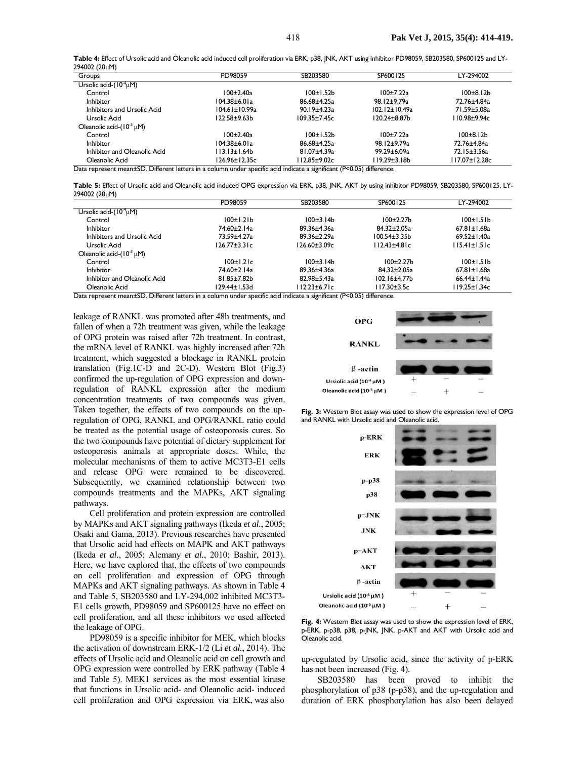**Table 4:** Effect of Ursolic acid and Oleanolic acid induced cell proliferation via ERK, p38, JNK, AKT using inhibitor PD98059, SB203580, SP600125 and LY-294002 (20μM)

| Groups | PD98059 | SB203580 | SP600125 | LY-294002 |
|---|---|---|---|---|
| Ursolic acid-($10^{-4}$μM) | | | | |
| Control | 100±2.40a | 100±1.52b | 100±7.22a | 100±8.12b |
| Inhibitor | 104.38±6.01a | 86.68±4.25a | 98.12±9.79a | 72.76±4.84a |
| Inhibitors and Ursolic Acid | 104.61±10.99a | 90.19±4.23a | 102.12±10.49a | 71.59±5.08a |
| Ursolic Acid | 122.58±9.63b | 109.35±7.45c | 120.24±8.87b | 110.98±9.94c |
| Oleanolic acid-($10^{-3}$ μM) | | | | |
| Control | 100±2.40a | 100±1.52b | 100±7.22a | 100±8.12b |
| Inhibitor | 104.38±6.01a | 86.68±4.25a | 98.12±9.79a | 72.76±4.84a |
| Inhibitor and Oleanolic Acid | 113.13±1.64b | 81.07±4.39a | 99.29±6.09a | 72.15±3.56a |
| Oleanolic Acid | 126.96±12.35c | 112.85±9.02c | 119.29±3.18b | 117.07±12.28c |

Data represent mean±SD. Different letters in a column under specific acid indicate a significant (P<0.05) difference.

**Table 5:** Effect of Ursolic acid and Oleanolic acid induced OPG expression via ERK, p38, JNK, AKT by using inhibitor PD98059, SB203580, SP600125, LY-294002 (20μM)

| | PD98059 | SB203580 | SP600125 | LY-294002 |
|---|---|---|---|---|
| Ursolic acid-($10^{-4}$μM) | | | | |
| Control | 100±1.21b | 100±3.14b | 100±2.27b | 100±1.51b |
| Inhibitor | 74.60±2.14a | 89.36±4.36a | 84.32±2.05a | 67.81±1.68a |
| Inhibitors and Ursolic Acid | 73.59±4.27a | 89.36±2.29a | 100.54±3.35b | 69.52±1.40a |
| Ursolic Acid | 126.77±3.31c | 126.60±3.09c | 112.43±4.81c | 115.41±1.51c |
| Oleanolic acid-($10^{-3}$ μM) | | | | |
| Control | 100±1.21c | 100±3.14b | 100±2.27b | 100±1.51b |
| Inhibitor | 74.60±2.14a | 89.36±4.36a | 84.32±2.05a | 67.81±1.68a |
| Inhibitor and Oleanolic Acid | 81.85±7.82b | 82.98±5.43a | 102.16±4.77b | 66.44±1.44a |
| Oleanolic Acid | 129.44±1.53d | 112.23±6.71c | 117.30±3.5c | 119.25±1.34c |

Data represent mean±SD. Different letters in a column under specific acid indicate a significant (P<0.05) difference.

leakage of RANKL was promoted after 48h treatments, and fallen of when a 72h treatment was given, while the leakage of OPG protein was raised after 72h treatment. In contrast, the mRNA level of RANKL was highly increased after 72h treatment, which suggested a blockage in RANKL protein translation (Fig.1C-D and 2C-D). Western Blot (Fig.3) confirmed the up-regulation of OPG expression and down-regulation of RANKL expression after the medium concentration treatments of two compounds was given. Taken together, the effects of two compounds on the up-regulation of OPG, RANKL and OPG/RANKL ratio could be treated as the potential usage of osteoporosis cures. So the two compounds have potential of dietary supplement for osteoporosis animals at appropriate doses. While, the molecular mechanisms of them to active MC3T3-E1 cells and release OPG were remained to be discovered. Subsequently, we examined relationship between two compounds treatments and the MAPKs, AKT signaling pathways.

Cell proliferation and protein expression are controlled by MAPKs and AKT signaling pathways (Ikeda *et al*., 2005; Osaki and Gama, 2013). Previous researches have presented that Ursolic acid had effects on MAPK and AKT pathways (Ikeda *et al*., 2005; Alemany *et al*., 2010; Bashir, 2013). Here, we have explored that, the effects of two compounds on cell proliferation and expression of OPG through MAPKs and AKT signaling pathways. As shown in Table 4 and Table 5, SB203580 and LY-294,002 inhibited MC3T3-E1 cells growth, PD98059 and SP600125 have no effect on cell proliferation, and all these inhibitors we used affected the leakage of OPG.

PD98059 is a specific inhibitor for MEK, which blocks the activation of downstream ERK-1/2 (Li *et al*., 2014). The effects of Ursolic acid and Oleanolic acid on cell growth and OPG expression were controlled by ERK pathway (Table 4 and Table 5). MEK1 services as the most essential kinase that functions in Ursolic acid- and Oleanolic acid- induced cell proliferation and OPG expression via ERK, was also up-regulated by Ursolic acid, since the activity of p-ERK has not been increased (Fig. 4).

**Fig. 3:** Western Blot assay was used to show the expression level of OPG and RANKL with Ursolic acid and Oleanolic acid.

**Fig. 4:** Western Blot assay was used to show the expression level of ERK, p-ERK, p-p38, p38, p-JNK, JNK, p-AKT and AKT with Ursolic acid and Oleanolic acid.

SB203580 has been proved to inhibit the phosphorylation of p38 (p-p38), and the up-regulation and duration of ERK phosphorylation has also been delayed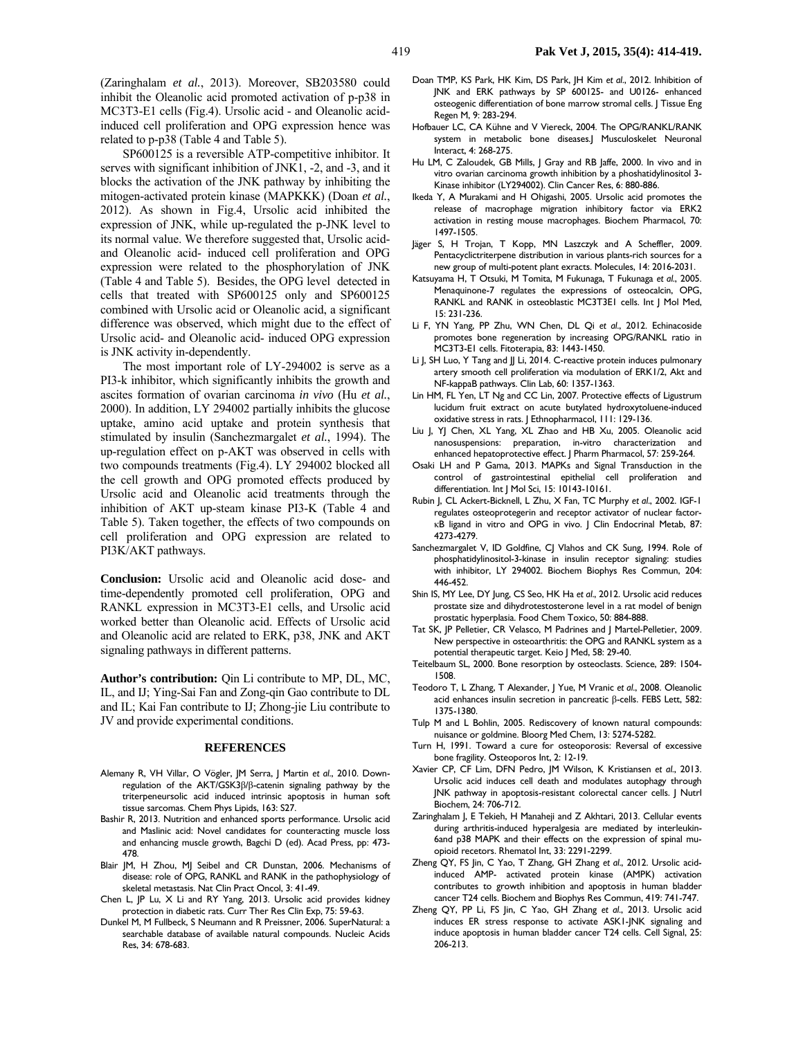(Zaringhalam *et al.*, 2013). Moreover, SB203580 could inhibit the Oleanolic acid promoted activation of p-p38 in MC3T3-E1 cells (Fig.4). Ursolic acid - and Oleanolic acid-induced cell proliferation and OPG expression hence was related to p-p38 (Table 4 and Table 5).

SP600125 is a reversible ATP-competitive inhibitor. It serves with significant inhibition of JNK1, -2, and -3, and it blocks the activation of the JNK pathway by inhibiting the mitogen-activated protein kinase (MAPKKK) (Doan *et al.*, 2012). As shown in Fig.4, Ursolic acid inhibited the expression of JNK, while up-regulated the p-JNK level to its normal value. We therefore suggested that, Ursolic acid- and Oleanolic acid- induced cell proliferation and OPG expression were related to the phosphorylation of JNK (Table 4 and Table 5). Besides, the OPG level detected in cells that treated with SP600125 only and SP600125 combined with Ursolic acid or Oleanolic acid, a significant difference was observed, which might due to the effect of Ursolic acid- and Oleanolic acid- induced OPG expression is JNK activity in-dependently.

The most important role of LY-294002 is serve as a PI3-k inhibitor, which significantly inhibits the growth and ascites formation of ovarian carcinoma *in vivo* (Hu *et al.*, 2000). In addition, LY 294002 partially inhibits the glucose uptake, amino acid uptake and protein synthesis that stimulated by insulin (Sanchezmargalet *et al.*, 1994). The up-regulation effect on p-AKT was observed in cells with two compounds treatments (Fig.4). LY 294002 blocked all the cell growth and OPG promoted effects produced by Ursolic acid and Oleanolic acid treatments through the inhibition of AKT up-steam kinase PI3-K (Table 4 and Table 5). Taken together, the effects of two compounds on cell proliferation and OPG expression are related to PI3K/AKT pathways.

**Conclusion:** Ursolic acid and Oleanolic acid dose- and time-dependently promoted cell proliferation, OPG and RANKL expression in MC3T3-E1 cells, and Ursolic acid worked better than Oleanolic acid. Effects of Ursolic acid and Oleanolic acid are related to ERK, p38, JNK and AKT signaling pathways in different patterns.

**Author's contribution:** Qin Li contribute to MP, DL, MC, IL, and IJ; Ying-Sai Fan and Zong-qin Gao contribute to DL and IL; Kai Fan contribute to IJ; Zhong-jie Liu contribute to JV and provide experimental conditions.

## REFERENCES

Alemany R, VH Villar, O Vögler, JM Serra, J Martin *et al.*, 2010. Down-regulation of the AKT/GSK3β/β-catenin signaling pathway by the triterpeneursolic acid induced intrinsic apoptosis in human soft tissue sarcomas. Chem Phys Lipids, 163: S27.

Bashir R, 2013. Nutrition and enhanced sports performance. Ursolic acid and Maslinic acid: Novel candidates for counteracting muscle loss and enhancing muscle growth, Bagchi D (ed). Acad Press, pp: 473-478.

Blair JM, H Zhou, MJ Seibel and CR Dunstan, 2006. Mechanisms of disease: role of OPG, RANKL and RANK in the pathophysiology of skeletal metastasis. Nat Clin Pract Oncol, 3: 41-49.

Chen L, JP Lu, X Li and RY Yang, 2013. Ursolic acid provides kidney protection in diabetic rats. Curr Ther Res Clin Exp, 75: 59-63.

Dunkel M, M Fullbeck, S Neumann and R Preissner, 2006. SuperNatural: a searchable database of available natural compounds. Nucleic Acids Res, 34: 678-683.

Doan TMP, KS Park, HK Kim, DS Park, JH Kim *et al.*, 2012. Inhibition of JNK and ERK pathways by SP 600125- and U0126- enhanced osteogenic differentiation of bone marrow stromal cells. J Tissue Eng Regen M, 9: 283-294.

Hofbauer LC, CA Kühne and V Viereck, 2004. The OPG/RANKL/RANK system in metabolic bone diseases.J Musculoskelet Neuronal Interact, 4: 268-275.

Hu LM, C Zaloudek, GB Mills, J Gray and RB Jaffe, 2000. In vivo and in vitro ovarian carcinoma growth inhibition by a phoshatidylinositol 3-Kinase inhibitor (LY294002). Clin Cancer Res, 6: 880-886.

Ikeda Y, A Murakami and H Ohigashi, 2005. Ursolic acid promotes the release of macrophage migration inhibitory factor via ERK2 activation in resting mouse macrophages. Biochem Pharmacol, 70: 1497-1505.

Jäger S, H Trojan, T Kopp, MN Laszczyk and A Scheffler, 2009. Pentacyclictriterpene distribution in various plants-rich sources for a new group of multi-potent plant exracts. Molecules, 14: 2016-2031.

Katsuyama H, T Otsuki, M Tomita, M Fukunaga, T Fukunaga *et al.*, 2005. Menaquinone-7 regulates the expressions of osteocalcin, OPG, RANKL and RANK in osteoblastic MC3T3E1 cells. Int J Mol Med, 15: 231-236.

Li F, YN Yang, PP Zhu, WN Chen, DL Qi *et al.*, 2012. Echinacoside promotes bone regeneration by increasing OPG/RANKL ratio in MC3T3-E1 cells. Fitoterapia, 83: 1443-1450.

Li J, SH Luo, Y Tang and JJ Li, 2014. C-reactive protein induces pulmonary artery smooth cell proliferation via modulation of ERK1/2, Akt and NF-kappaB pathways. Clin Lab, 60: 1357-1363.

Lin HM, FL Yen, LT Ng and CC Lin, 2007. Protective effects of Ligustrum lucidum fruit extract on acute butylated hydroxytoluene-induced oxidative stress in rats. J Ethnopharmacol, 111: 129-136.

Liu J, YJ Chen, XL Yang, XL Zhao and HB Xu, 2005. Oleanolic acid nanosuspensions: preparation, in-vitro characterization and enhanced hepatoprotective effect. J Pharm Pharmacol, 57: 259-264.

Osaki LH and P Gama, 2013. MAPKs and Signal Transduction in the control of gastrointestinal epithelial cell proliferation and differentiation. Int J Mol Sci, 15: 10143-10161.

Rubin J, CL Ackert-Bicknell, L Zhu, X Fan, TC Murphy *et al.*, 2002. IGF-1 regulates osteoprotegerin and receptor activator of nuclear factor-κB ligand in vitro and OPG in vivo. J Clin Endocrinal Metab, 87: 4273-4279.

Sanchezmargalet V, ID Goldfine, CJ Vlahos and CK Sung, 1994. Role of phosphatidylinositol-3-kinase in insulin receptor signaling: studies with inhibitor, LY 294002. Biochem Biophys Res Commun, 204: 446-452.

Shin IS, MY Lee, DY Jung, CS Seo, HK Ha *et al.*, 2012. Ursolic acid reduces prostate size and dihydrotestosterone level in a rat model of benign prostatic hyperplasia. Food Chem Toxico, 50: 884-888.

Tat SK, JP Pelletier, CR Velasco, M Padrines and J Martel-Pelletier, 2009. New perspective in osteoarthritis: the OPG and RANKL system as a potential therapeutic target. Keio J Med, 58: 29-40.

Teitelbaum SL, 2000. Bone resorption by osteoclasts. Science, 289: 1504-1508.

Teodoro T, L Zhang, T Alexander, J Yue, M Vranic *et al.*, 2008. Oleanolic acid enhances insulin secretion in pancreatic β-cells. FEBS Lett, 582: 1375-1380.

Tulp M and L Bohlin, 2005. Rediscovery of known natural compounds: nuisance or goldmine. Bioorg Med Chem, 13: 5274-5282.

Turn H, 1991. Toward a cure for osteoporosis: Reversal of excessive bone fragility. Osteoporos Int, 2: 12-19.

Xavier CP, CF Lim, DFN Pedro, JM Wilson, K Kristiansen *et al.*, 2013. Ursolic acid induces cell death and modulates autophagy through JNK pathway in apoptosis-resistant colorectal cancer cells. J Nutrl Biochem, 24: 706-712.

Zaringhalam J, E Tekieh, H Manaheji and Z Akhtari, 2013. Cellular events during arthritis-induced hyperalgesia are mediated by interleukin-6and p38 MAPK and their effects on the expression of spinal mu-opioid recetors. Rhematol Int, 33: 2291-2299.

Zheng QY, FS Jin, C Yao, T Zhang, GH Zhang *et al.*, 2012. Ursolic acid-induced AMP- activated protein kinase (AMPK) activation contributes to growth inhibition and apoptosis in human bladder cancer T24 cells. Biochem and Biophys Res Commun, 419: 741-747.

Zheng QY, PP Li, FS Jin, C Yao, GH Zhang *et al.*, 2013. Ursolic acid induces ER stress response to activate ASK1-JNK signaling and induce apoptosis in human bladder cancer T24 cells. Cell Signal, 25: 206-213.